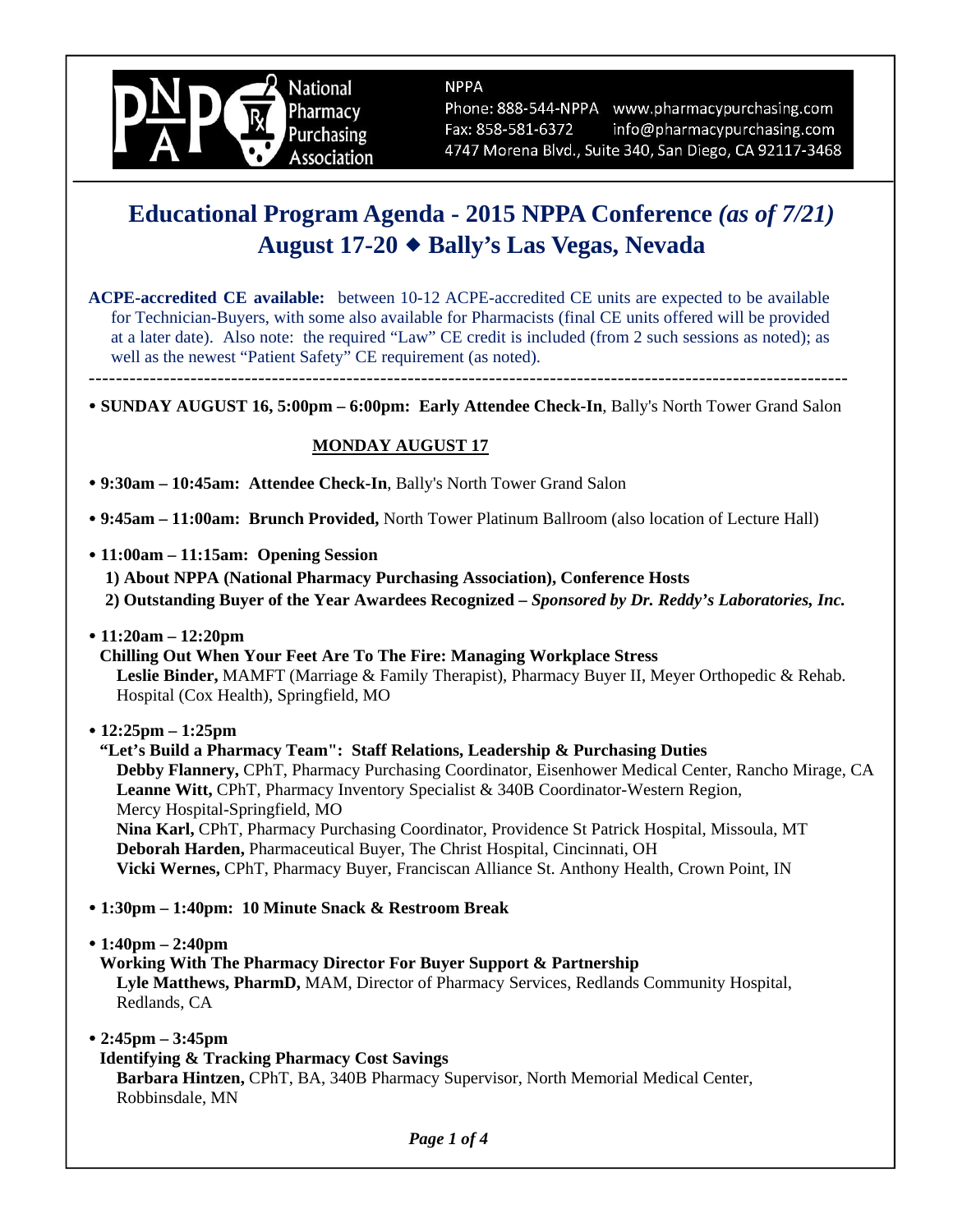National Pharmacy Purchasing Association

NPPA
Phone: 888-544-NPPA www.pharmacypurchasing.com
Fax: 858-581-6372 info@pharmacypurchasing.com
4747 Morena Blvd., Suite 340, San Diego, CA 92117-3468

# Educational Program Agenda - 2015 NPPA Conference *(as of 7/21)*
## August 17-20 ◆ Bally's Las Vegas, Nevada

**ACPE-accredited CE available:** between 10-12 ACPE-accredited CE units are expected to be available for Technician-Buyers, with some also available for Pharmacists (final CE units offered will be provided at a later date). Also note: the required "Law" CE credit is included (from 2 such sessions as noted); as well as the newest "Patient Safety" CE requirement (as noted).

---

- **SUNDAY AUGUST 16, 5:00pm – 6:00pm: Early Attendee Check-In**, Bally's North Tower Grand Salon

### MONDAY AUGUST 17

- **9:30am – 10:45am: Attendee Check-In**, Bally's North Tower Grand Salon

- **9:45am – 11:00am: Brunch Provided,** North Tower Platinum Ballroom (also location of Lecture Hall)

- **11:00am – 11:15am: Opening Session**
  **1) About NPPA (National Pharmacy Purchasing Association), Conference Hosts**
  **2) Outstanding Buyer of the Year Awardees Recognized –** ***Sponsored by Dr. Reddy's Laboratories, Inc.***

- **11:20am – 12:20pm**
  **Chilling Out When Your Feet Are To The Fire: Managing Workplace Stress**
  **Leslie Binder,** MAMFT (Marriage & Family Therapist), Pharmacy Buyer II, Meyer Orthopedic & Rehab. Hospital (Cox Health), Springfield, MO

- **12:25pm – 1:25pm**
  **"Let's Build a Pharmacy Team": Staff Relations, Leadership & Purchasing Duties**
  **Debby Flannery,** CPhT, Pharmacy Purchasing Coordinator, Eisenhower Medical Center, Rancho Mirage, CA
  **Leanne Witt,** CPhT, Pharmacy Inventory Specialist & 340B Coordinator-Western Region, Mercy Hospital-Springfield, MO
  **Nina Karl,** CPhT, Pharmacy Purchasing Coordinator, Providence St Patrick Hospital, Missoula, MT
  **Deborah Harden,** Pharmaceutical Buyer, The Christ Hospital, Cincinnati, OH
  **Vicki Wernes,** CPhT, Pharmacy Buyer, Franciscan Alliance St. Anthony Health, Crown Point, IN

- **1:30pm – 1:40pm: 10 Minute Snack & Restroom Break**

- **1:40pm – 2:40pm**
  **Working With The Pharmacy Director For Buyer Support & Partnership**
  **Lyle Matthews, PharmD,** MAM, Director of Pharmacy Services, Redlands Community Hospital, Redlands, CA

- **2:45pm – 3:45pm**
  **Identifying & Tracking Pharmacy Cost Savings**
  **Barbara Hintzen,** CPhT, BA, 340B Pharmacy Supervisor, North Memorial Medical Center, Robbinsdale, MN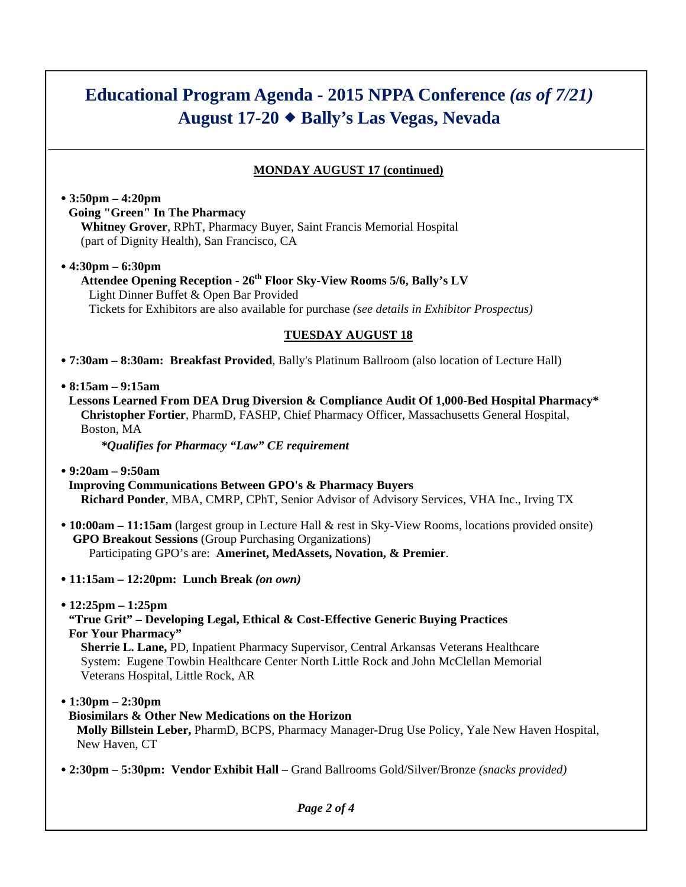# Educational Program Agenda - 2015 NPPA Conference *(as of 7/21)*
## August 17-20 ◆ Bally's Las Vegas, Nevada

### MONDAY AUGUST 17 (continued)

- **3:50pm – 4:20pm**
  **Going "Green" In The Pharmacy**
  **Whitney Grover**, RPhT, Pharmacy Buyer, Saint Francis Memorial Hospital (part of Dignity Health), San Francisco, CA

- **4:30pm – 6:30pm**
  **Attendee Opening Reception - 26th Floor Sky-View Rooms 5/6, Bally's LV**
  Light Dinner Buffet & Open Bar Provided
  Tickets for Exhibitors are also available for purchase *(see details in Exhibitor Prospectus)*

### TUESDAY AUGUST 18

- **7:30am – 8:30am: Breakfast Provided**, Bally's Platinum Ballroom (also location of Lecture Hall)

- **8:15am – 9:15am**
  **Lessons Learned From DEA Drug Diversion & Compliance Audit Of 1,000-Bed Hospital Pharmacy***
  **Christopher Fortier**, PharmD, FASHP, Chief Pharmacy Officer, Massachusetts General Hospital, Boston, MA
  ***Qualifies for Pharmacy "Law" CE requirement***

- **9:20am – 9:50am**
  **Improving Communications Between GPO's & Pharmacy Buyers**
  **Richard Ponder**, MBA, CMRP, CPhT, Senior Advisor of Advisory Services, VHA Inc., Irving TX

- **10:00am – 11:15am** (largest group in Lecture Hall & rest in Sky-View Rooms, locations provided onsite)
  **GPO Breakout Sessions** (Group Purchasing Organizations)
  Participating GPO's are: **Amerinet, MedAssets, Novation, & Premier**.

- **11:15am – 12:20pm: Lunch Break *(on own)***

- **12:25pm – 1:25pm**
  **"True Grit" – Developing Legal, Ethical & Cost-Effective Generic Buying Practices For Your Pharmacy"**
  **Sherrie L. Lane,** PD, Inpatient Pharmacy Supervisor, Central Arkansas Veterans Healthcare System: Eugene Towbin Healthcare Center North Little Rock and John McClellan Memorial Veterans Hospital, Little Rock, AR

- **1:30pm – 2:30pm**
  **Biosimilars & Other New Medications on the Horizon**
  **Molly Billstein Leber,** PharmD, BCPS, Pharmacy Manager-Drug Use Policy, Yale New Haven Hospital, New Haven, CT

- **2:30pm – 5:30pm: Vendor Exhibit Hall –** Grand Ballrooms Gold/Silver/Bronze *(snacks provided)*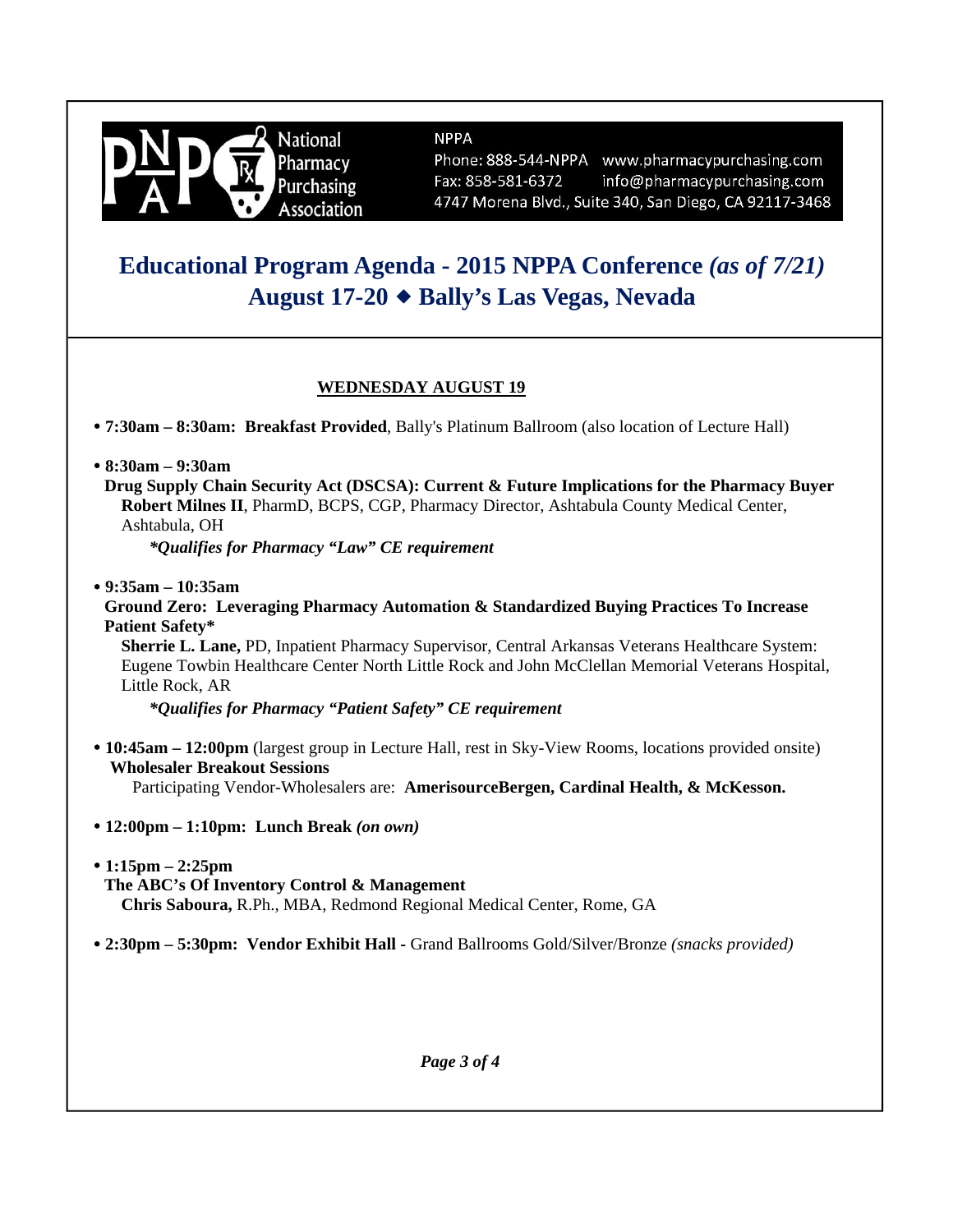National Pharmacy Purchasing Association

NPPA
Phone: 888-544-NPPA www.pharmacypurchasing.com
Fax: 858-581-6372 info@pharmacypurchasing.com
4747 Morena Blvd., Suite 340, San Diego, CA 92117-3468

# Educational Program Agenda - 2015 NPPA Conference *(as of 7/21)*
# August 17-20 ◆ Bally's Las Vegas, Nevada

## WEDNESDAY AUGUST 19

- **7:30am – 8:30am: Breakfast Provided**, Bally's Platinum Ballroom (also location of Lecture Hall)

- **8:30am – 9:30am**
  **Drug Supply Chain Security Act (DSCSA): Current & Future Implications for the Pharmacy Buyer**
  **Robert Milnes II**, PharmD, BCPS, CGP, Pharmacy Director, Ashtabula County Medical Center, Ashtabula, OH
  ***Qualifies for Pharmacy "Law" CE requirement***

- **9:35am – 10:35am**
  **Ground Zero: Leveraging Pharmacy Automation & Standardized Buying Practices To Increase Patient Safety***
  **Sherrie L. Lane,** PD, Inpatient Pharmacy Supervisor, Central Arkansas Veterans Healthcare System: Eugene Towbin Healthcare Center North Little Rock and John McClellan Memorial Veterans Hospital, Little Rock, AR
  ***Qualifies for Pharmacy "Patient Safety" CE requirement***

- **10:45am – 12:00pm** (largest group in Lecture Hall, rest in Sky-View Rooms, locations provided onsite)
  **Wholesaler Breakout Sessions**
  Participating Vendor-Wholesalers are: **AmerisourceBergen, Cardinal Health, & McKesson.**

- **12:00pm – 1:10pm: Lunch Break** ***(on own)***

- **1:15pm – 2:25pm**
  **The ABC's Of Inventory Control & Management**
  **Chris Saboura,** R.Ph., MBA, Redmond Regional Medical Center, Rome, GA

- **2:30pm – 5:30pm: Vendor Exhibit Hall -** Grand Ballrooms Gold/Silver/Bronze *(snacks provided)*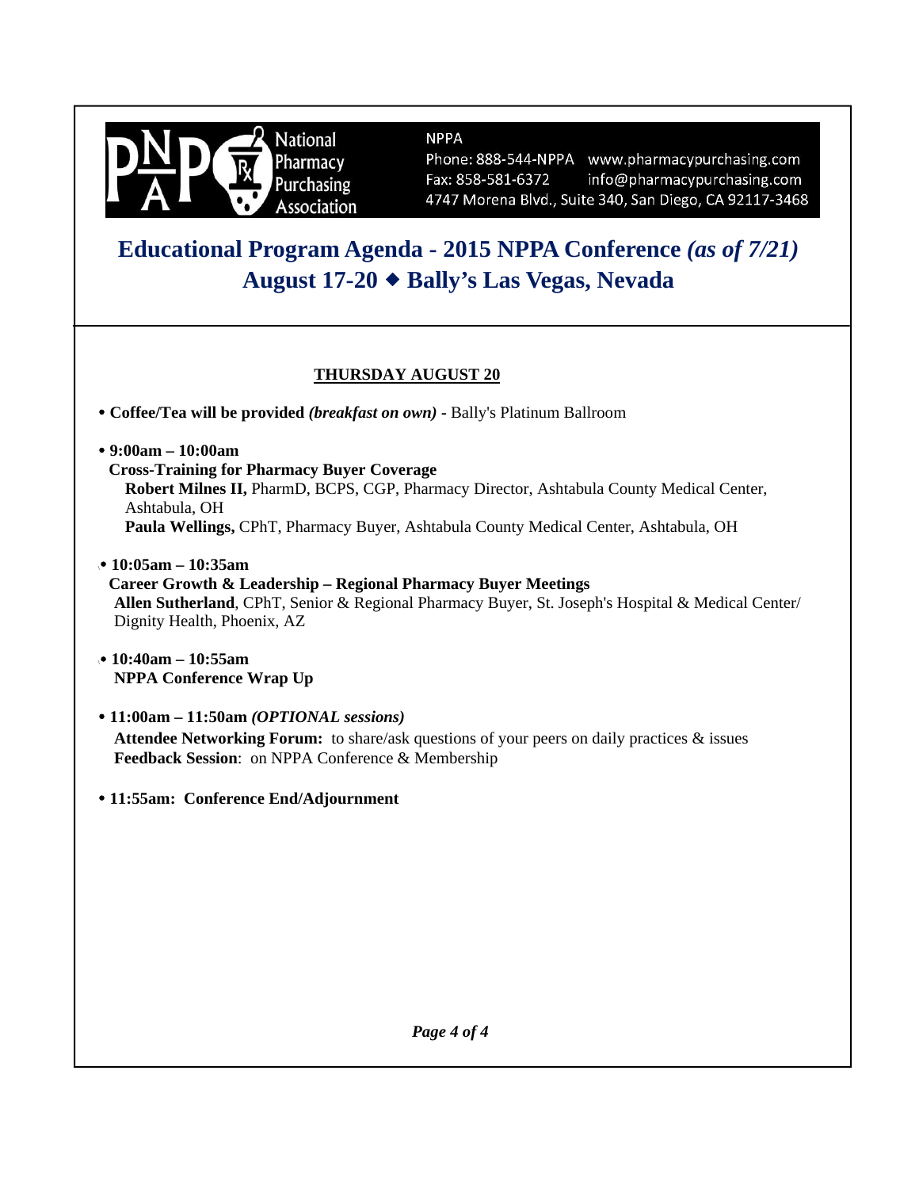National Pharmacy Purchasing Association

NPPA
Phone: 888-544-NPPA www.pharmacypurchasing.com
Fax: 858-581-6372 info@pharmacypurchasing.com
4747 Morena Blvd., Suite 340, San Diego, CA 92117-3468

# Educational Program Agenda - 2015 NPPA Conference *(as of 7/21)*
# August 17-20 ◆ Bally's Las Vegas, Nevada

## THURSDAY AUGUST 20

- **Coffee/Tea will be provided** ***(breakfast on own)*** - Bally's Platinum Ballroom

- **9:00am – 10:00am**
  **Cross-Training for Pharmacy Buyer Coverage**
  **Robert Milnes II,** PharmD, BCPS, CGP, Pharmacy Director, Ashtabula County Medical Center, Ashtabula, OH
  **Paula Wellings,** CPhT, Pharmacy Buyer, Ashtabula County Medical Center, Ashtabula, OH

- **10:05am – 10:35am**
  **Career Growth & Leadership – Regional Pharmacy Buyer Meetings**
  **Allen Sutherland**, CPhT, Senior & Regional Pharmacy Buyer, St. Joseph's Hospital & Medical Center/ Dignity Health, Phoenix, AZ

- **10:40am – 10:55am**
  **NPPA Conference Wrap Up**

- **11:00am – 11:50am** ***(OPTIONAL sessions)***
  **Attendee Networking Forum:** to share/ask questions of your peers on daily practices & issues
  **Feedback Session**: on NPPA Conference & Membership

- **11:55am: Conference End/Adjournment**